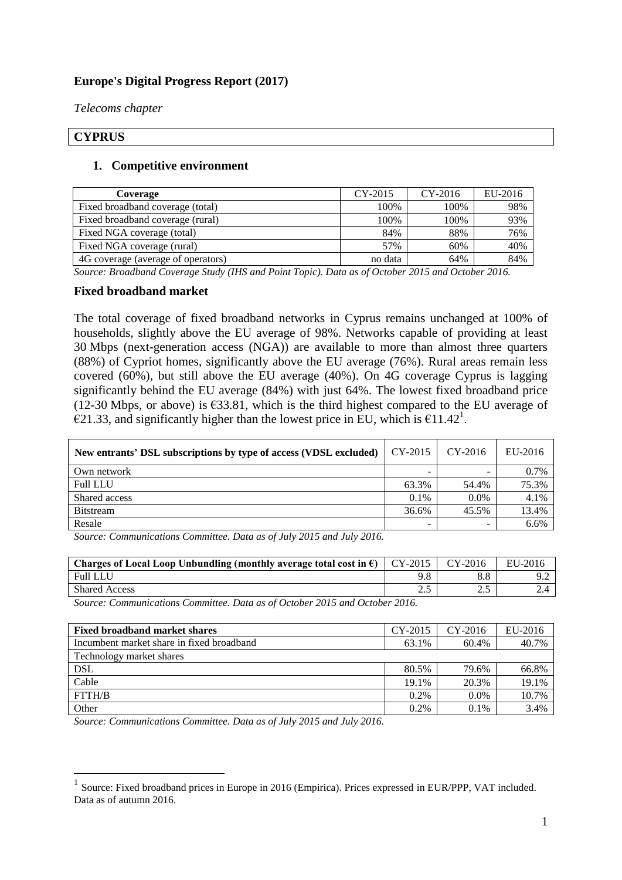**Europe's Digital Progress Report (2017)**

*Telecoms chapter*

**CYPRUS**

## 1. Competitive environment

| Coverage | CY-2015 | CY-2016 | EU-2016 |
|---|---|---|---|
| Fixed broadband coverage (total) | 100% | 100% | 98% |
| Fixed broadband coverage (rural) | 100% | 100% | 93% |
| Fixed NGA coverage (total) | 84% | 88% | 76% |
| Fixed NGA coverage (rural) | 57% | 60% | 40% |
| 4G coverage (average of operators) | no data | 64% | 84% |

*Source: Broadband Coverage Study (IHS and Point Topic). Data as of October 2015 and October 2016.*

### Fixed broadband market

The total coverage of fixed broadband networks in Cyprus remains unchanged at 100% of households, slightly above the EU average of 98%. Networks capable of providing at least 30 Mbps (next-generation access (NGA)) are available to more than almost three quarters (88%) of Cypriot homes, significantly above the EU average (76%). Rural areas remain less covered (60%), but still above the EU average (40%). On 4G coverage Cyprus is lagging significantly behind the EU average (84%) with just 64%. The lowest fixed broadband price (12-30 Mbps, or above) is €33.81, which is the third highest compared to the EU average of €21.33, and significantly higher than the lowest price in EU, which is €11.42[1].

| New entrants' DSL subscriptions by type of access (VDSL excluded) | CY-2015 | CY-2016 | EU-2016 |
|---|---|---|---|
| Own network | - | - | 0.7% |
| Full LLU | 63.3% | 54.4% | 75.3% |
| Shared access | 0.1% | 0.0% | 4.1% |
| Bitstream | 36.6% | 45.5% | 13.4% |
| Resale | - | - | 6.6% |

*Source: Communications Committee. Data as of July 2015 and July 2016.*

| Charges of Local Loop Unbundling (monthly average total cost in €) | CY-2015 | CY-2016 | EU-2016 |
|---|---|---|---|
| Full LLU | 9.8 | 8.8 | 9.2 |
| Shared Access | 2.5 | 2.5 | 2.4 |

*Source: Communications Committee. Data as of October 2015 and October 2016.*

| Fixed broadband market shares | CY-2015 | CY-2016 | EU-2016 |
|---|---|---|---|
| Incumbent market share in fixed broadband | 63.1% | 60.4% | 40.7% |
| Technology market shares | | | |
| DSL | 80.5% | 79.6% | 66.8% |
| Cable | 19.1% | 20.3% | 19.1% |
| FTTH/B | 0.2% | 0.0% | 10.7% |
| Other | 0.2% | 0.1% | 3.4% |

*Source: Communications Committee. Data as of July 2015 and July 2016.*

[1] Source: Fixed broadband prices in Europe in 2016 (Empirica). Prices expressed in EUR/PPP, VAT included. Data as of autumn 2016.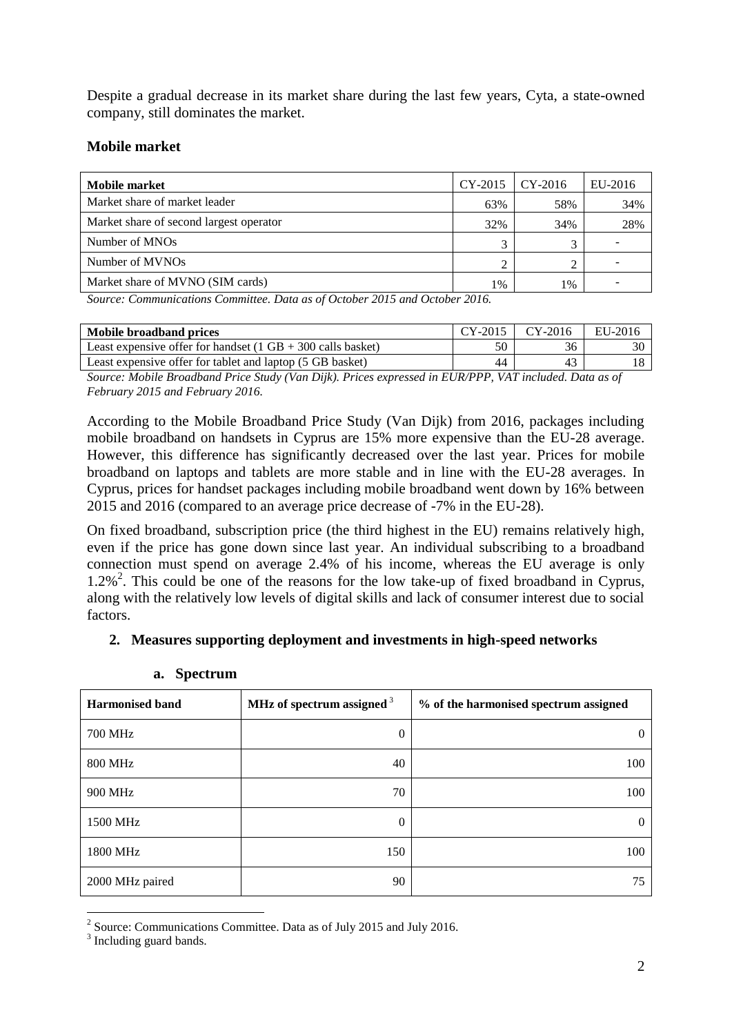Despite a gradual decrease in its market share during the last few years, Cyta, a state-owned company, still dominates the market.

### Mobile market

| Mobile market | CY-2015 | CY-2016 | EU-2016 |
|---|---|---|---|
| Market share of market leader | 63% | 58% | 34% |
| Market share of second largest operator | 32% | 34% | 28% |
| Number of MNOs | 3 | 3 | - |
| Number of MVNOs | 2 | 2 | - |
| Market share of MVNO (SIM cards) | 1% | 1% | - |

*Source: Communications Committee. Data as of October 2015 and October 2016.*

| Mobile broadband prices | CY-2015 | CY-2016 | EU-2016 |
|---|---|---|---|
| Least expensive offer for handset (1 GB + 300 calls basket) | 50 | 36 | 30 |
| Least expensive offer for tablet and laptop (5 GB basket) | 44 | 43 | 18 |

*Source: Mobile Broadband Price Study (Van Dijk). Prices expressed in EUR/PPP, VAT included. Data as of February 2015 and February 2016.*

According to the Mobile Broadband Price Study (Van Dijk) from 2016, packages including mobile broadband on handsets in Cyprus are 15% more expensive than the EU-28 average. However, this difference has significantly decreased over the last year. Prices for mobile broadband on laptops and tablets are more stable and in line with the EU-28 averages. In Cyprus, prices for handset packages including mobile broadband went down by 16% between 2015 and 2016 (compared to an average price decrease of -7% in the EU-28).

On fixed broadband, subscription price (the third highest in the EU) remains relatively high, even if the price has gone down since last year. An individual subscribing to a broadband connection must spend on average 2.4% of his income, whereas the EU average is only 1.2%[2]. This could be one of the reasons for the low take-up of fixed broadband in Cyprus, along with the relatively low levels of digital skills and lack of consumer interest due to social factors.

## 2. Measures supporting deployment and investments in high-speed networks

### a. Spectrum

| Harmonised band | MHz of spectrum assigned [3] | % of the harmonised spectrum assigned |
|---|---|---|
| 700 MHz | 0 | 0 |
| 800 MHz | 40 | 100 |
| 900 MHz | 70 | 100 |
| 1500 MHz | 0 | 0 |
| 1800 MHz | 150 | 100 |
| 2000 MHz paired | 90 | 75 |

[2] Source: Communications Committee. Data as of July 2015 and July 2016.

[3] Including guard bands.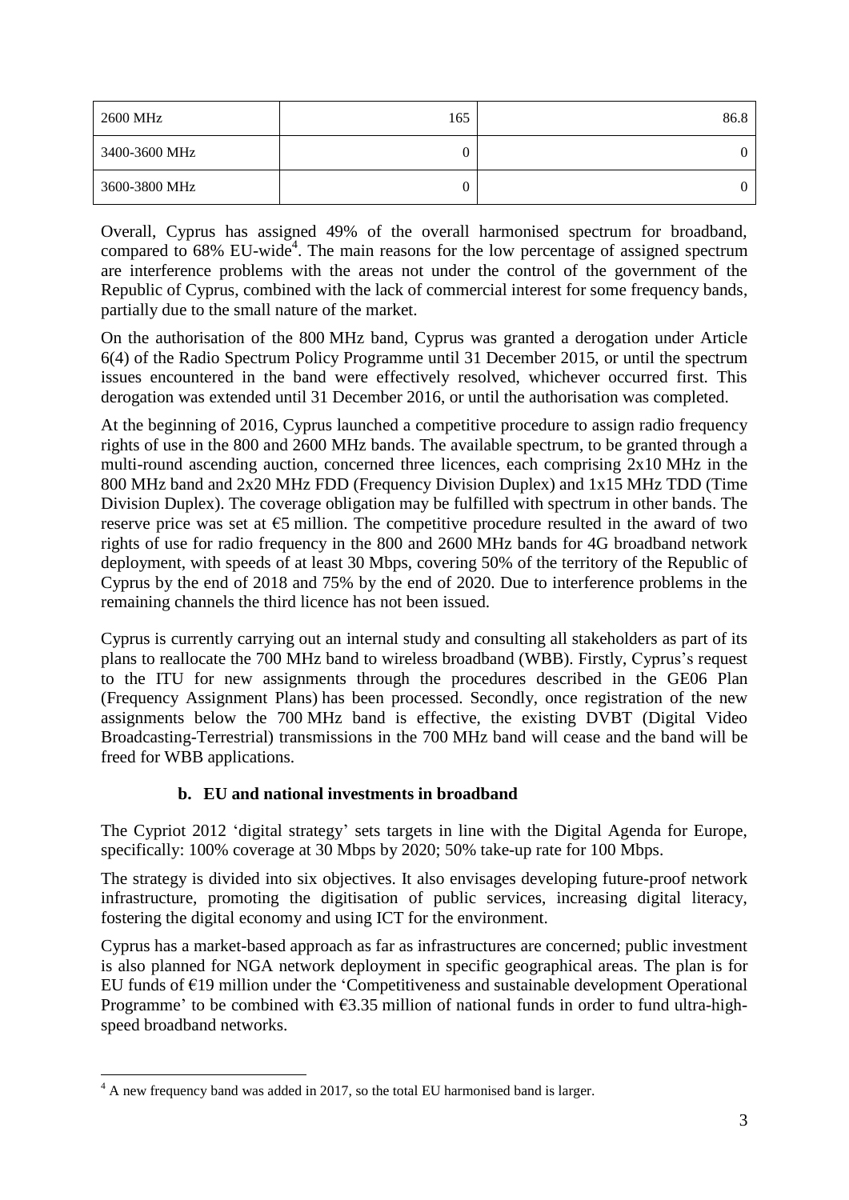| 2600 MHz | 165 | 86.8 |
|---|---|---|
| 3400-3600 MHz | 0 | 0 |
| 3600-3800 MHz | 0 | 0 |

Overall, Cyprus has assigned 49% of the overall harmonised spectrum for broadband, compared to 68% EU-wide[4]. The main reasons for the low percentage of assigned spectrum are interference problems with the areas not under the control of the government of the Republic of Cyprus, combined with the lack of commercial interest for some frequency bands, partially due to the small nature of the market.

On the authorisation of the 800 MHz band, Cyprus was granted a derogation under Article 6(4) of the Radio Spectrum Policy Programme until 31 December 2015, or until the spectrum issues encountered in the band were effectively resolved, whichever occurred first. This derogation was extended until 31 December 2016, or until the authorisation was completed.

At the beginning of 2016, Cyprus launched a competitive procedure to assign radio frequency rights of use in the 800 and 2600 MHz bands. The available spectrum, to be granted through a multi-round ascending auction, concerned three licences, each comprising 2x10 MHz in the 800 MHz band and 2x20 MHz FDD (Frequency Division Duplex) and 1x15 MHz TDD (Time Division Duplex). The coverage obligation may be fulfilled with spectrum in other bands. The reserve price was set at €5 million. The competitive procedure resulted in the award of two rights of use for radio frequency in the 800 and 2600 MHz bands for 4G broadband network deployment, with speeds of at least 30 Mbps, covering 50% of the territory of the Republic of Cyprus by the end of 2018 and 75% by the end of 2020. Due to interference problems in the remaining channels the third licence has not been issued.

Cyprus is currently carrying out an internal study and consulting all stakeholders as part of its plans to reallocate the 700 MHz band to wireless broadband (WBB). Firstly, Cyprus's request to the ITU for new assignments through the procedures described in the GE06 Plan (Frequency Assignment Plans) has been processed. Secondly, once registration of the new assignments below the 700 MHz band is effective, the existing DVBT (Digital Video Broadcasting-Terrestrial) transmissions in the 700 MHz band will cease and the band will be freed for WBB applications.

### b. EU and national investments in broadband

The Cypriot 2012 'digital strategy' sets targets in line with the Digital Agenda for Europe, specifically: 100% coverage at 30 Mbps by 2020; 50% take-up rate for 100 Mbps.

The strategy is divided into six objectives. It also envisages developing future-proof network infrastructure, promoting the digitisation of public services, increasing digital literacy, fostering the digital economy and using ICT for the environment.

Cyprus has a market-based approach as far as infrastructures are concerned; public investment is also planned for NGA network deployment in specific geographical areas. The plan is for EU funds of €19 million under the 'Competitiveness and sustainable development Operational Programme' to be combined with €3.35 million of national funds in order to fund ultra-high-speed broadband networks.

[4] A new frequency band was added in 2017, so the total EU harmonised band is larger.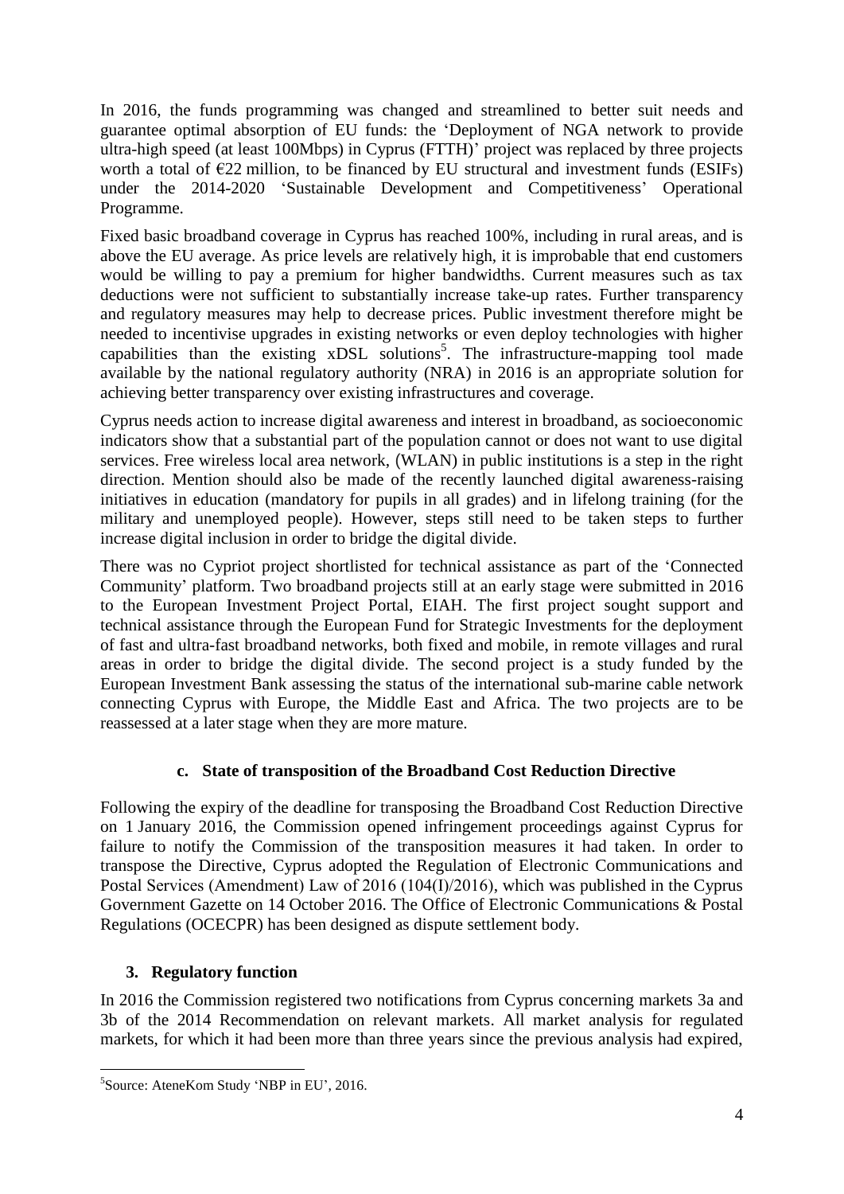In 2016, the funds programming was changed and streamlined to better suit needs and guarantee optimal absorption of EU funds: the 'Deployment of NGA network to provide ultra-high speed (at least 100Mbps) in Cyprus (FTTH)' project was replaced by three projects worth a total of €22 million, to be financed by EU structural and investment funds (ESIFs) under the 2014-2020 'Sustainable Development and Competitiveness' Operational Programme.

Fixed basic broadband coverage in Cyprus has reached 100%, including in rural areas, and is above the EU average. As price levels are relatively high, it is improbable that end customers would be willing to pay a premium for higher bandwidths. Current measures such as tax deductions were not sufficient to substantially increase take-up rates. Further transparency and regulatory measures may help to decrease prices. Public investment therefore might be needed to incentivise upgrades in existing networks or even deploy technologies with higher capabilities than the existing xDSL solutions[5]. The infrastructure-mapping tool made available by the national regulatory authority (NRA) in 2016 is an appropriate solution for achieving better transparency over existing infrastructures and coverage.

Cyprus needs action to increase digital awareness and interest in broadband, as socioeconomic indicators show that a substantial part of the population cannot or does not want to use digital services. Free wireless local area network, (WLAN) in public institutions is a step in the right direction. Mention should also be made of the recently launched digital awareness-raising initiatives in education (mandatory for pupils in all grades) and in lifelong training (for the military and unemployed people). However, steps still need to be taken steps to further increase digital inclusion in order to bridge the digital divide.

There was no Cypriot project shortlisted for technical assistance as part of the 'Connected Community' platform. Two broadband projects still at an early stage were submitted in 2016 to the European Investment Project Portal, EIAH. The first project sought support and technical assistance through the European Fund for Strategic Investments for the deployment of fast and ultra-fast broadband networks, both fixed and mobile, in remote villages and rural areas in order to bridge the digital divide. The second project is a study funded by the European Investment Bank assessing the status of the international sub-marine cable network connecting Cyprus with Europe, the Middle East and Africa. The two projects are to be reassessed at a later stage when they are more mature.

### c. State of transposition of the Broadband Cost Reduction Directive

Following the expiry of the deadline for transposing the Broadband Cost Reduction Directive on 1 January 2016, the Commission opened infringement proceedings against Cyprus for failure to notify the Commission of the transposition measures it had taken. In order to transpose the Directive, Cyprus adopted the Regulation of Electronic Communications and Postal Services (Amendment) Law of 2016 (104(I)/2016), which was published in the Cyprus Government Gazette on 14 October 2016. The Office of Electronic Communications & Postal Regulations (OCECPR) has been designed as dispute settlement body.

## 3. Regulatory function

In 2016 the Commission registered two notifications from Cyprus concerning markets 3a and 3b of the 2014 Recommendation on relevant markets. All market analysis for regulated markets, for which it had been more than three years since the previous analysis had expired,

---

[5] Source: AteneKom Study 'NBP in EU', 2016.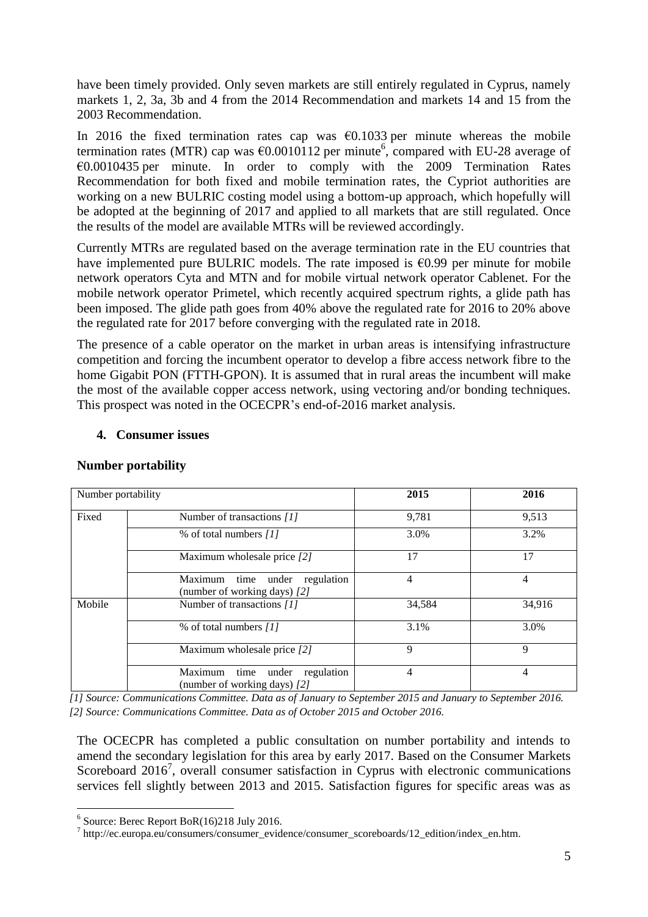have been timely provided. Only seven markets are still entirely regulated in Cyprus, namely markets 1, 2, 3a, 3b and 4 from the 2014 Recommendation and markets 14 and 15 from the 2003 Recommendation.

In 2016 the fixed termination rates cap was €0.1033 per minute whereas the mobile termination rates (MTR) cap was €0.0010112 per minute[6], compared with EU-28 average of €0.0010435 per minute. In order to comply with the 2009 Termination Rates Recommendation for both fixed and mobile termination rates, the Cypriot authorities are working on a new BULRIC costing model using a bottom-up approach, which hopefully will be adopted at the beginning of 2017 and applied to all markets that are still regulated. Once the results of the model are available MTRs will be reviewed accordingly.

Currently MTRs are regulated based on the average termination rate in the EU countries that have implemented pure BULRIC models. The rate imposed is €0.99 per minute for mobile network operators Cyta and MTN and for mobile virtual network operator Cablenet. For the mobile network operator Primetel, which recently acquired spectrum rights, a glide path has been imposed. The glide path goes from 40% above the regulated rate for 2016 to 20% above the regulated rate for 2017 before converging with the regulated rate in 2018.

The presence of a cable operator on the market in urban areas is intensifying infrastructure competition and forcing the incumbent operator to develop a fibre access network fibre to the home Gigabit PON (FTTH-GPON). It is assumed that in rural areas the incumbent will make the most of the available copper access network, using vectoring and/or bonding techniques. This prospect was noted in the OCECPR's end-of-2016 market analysis.

## 4. Consumer issues

### Number portability

| Number portability | | 2015 | 2016 |
|---|---|---|---|
| Fixed | Number of transactions *[1]* | 9,781 | 9,513 |
| | % of total numbers *[1]* | 3.0% | 3.2% |
| | Maximum wholesale price *[2]* | 17 | 17 |
| | Maximum time under regulation (number of working days) *[2]* | 4 | 4 |
| Mobile | Number of transactions *[1]* | 34,584 | 34,916 |
| | % of total numbers *[1]* | 3.1% | 3.0% |
| | Maximum wholesale price *[2]* | 9 | 9 |
| | Maximum time under regulation (number of working days) *[2]* | 4 | 4 |

*[1] Source: Communications Committee. Data as of January to September 2015 and January to September 2016.*
*[2] Source: Communications Committee. Data as of October 2015 and October 2016.*

The OCECPR has completed a public consultation on number portability and intends to amend the secondary legislation for this area by early 2017. Based on the Consumer Markets Scoreboard 2016[7], overall consumer satisfaction in Cyprus with electronic communications services fell slightly between 2013 and 2015. Satisfaction figures for specific areas was as

[6] Source: Berec Report BoR(16)218 July 2016.
[7] http://ec.europa.eu/consumers/consumer_evidence/consumer_scoreboards/12_edition/index_en.htm.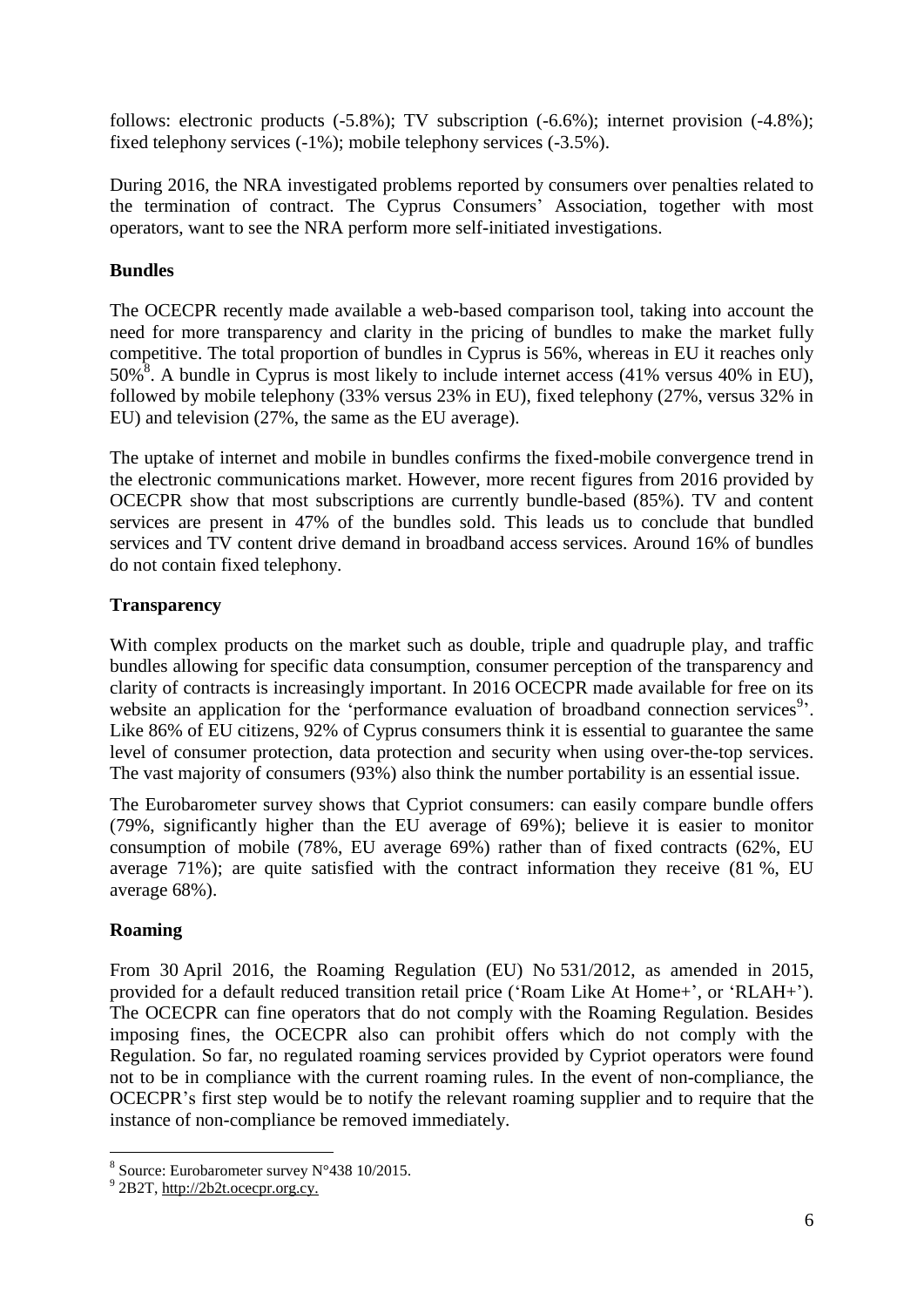follows: electronic products (-5.8%); TV subscription (-6.6%); internet provision (-4.8%); fixed telephony services (-1%); mobile telephony services (-3.5%).

During 2016, the NRA investigated problems reported by consumers over penalties related to the termination of contract. The Cyprus Consumers' Association, together with most operators, want to see the NRA perform more self-initiated investigations.

**Bundles**

The OCECPR recently made available a web-based comparison tool, taking into account the need for more transparency and clarity in the pricing of bundles to make the market fully competitive. The total proportion of bundles in Cyprus is 56%, whereas in EU it reaches only 50%[8]. A bundle in Cyprus is most likely to include internet access (41% versus 40% in EU), followed by mobile telephony (33% versus 23% in EU), fixed telephony (27%, versus 32% in EU) and television (27%, the same as the EU average).

The uptake of internet and mobile in bundles confirms the fixed-mobile convergence trend in the electronic communications market. However, more recent figures from 2016 provided by OCECPR show that most subscriptions are currently bundle-based (85%). TV and content services are present in 47% of the bundles sold. This leads us to conclude that bundled services and TV content drive demand in broadband access services. Around 16% of bundles do not contain fixed telephony.

**Transparency**

With complex products on the market such as double, triple and quadruple play, and traffic bundles allowing for specific data consumption, consumer perception of the transparency and clarity of contracts is increasingly important. In 2016 OCECPR made available for free on its website an application for the 'performance evaluation of broadband connection services[9]'. Like 86% of EU citizens, 92% of Cyprus consumers think it is essential to guarantee the same level of consumer protection, data protection and security when using over-the-top services. The vast majority of consumers (93%) also think the number portability is an essential issue.

The Eurobarometer survey shows that Cypriot consumers: can easily compare bundle offers (79%, significantly higher than the EU average of 69%); believe it is easier to monitor consumption of mobile (78%, EU average 69%) rather than of fixed contracts (62%, EU average 71%); are quite satisfied with the contract information they receive (81 %, EU average 68%).

**Roaming**

From 30 April 2016, the Roaming Regulation (EU) No 531/2012, as amended in 2015, provided for a default reduced transition retail price ('Roam Like At Home+', or 'RLAH+'). The OCECPR can fine operators that do not comply with the Roaming Regulation. Besides imposing fines, the OCECPR also can prohibit offers which do not comply with the Regulation. So far, no regulated roaming services provided by Cypriot operators were found not to be in compliance with the current roaming rules. In the event of non-compliance, the OCECPR's first step would be to notify the relevant roaming supplier and to require that the instance of non-compliance be removed immediately.

---

[8] Source: Eurobarometer survey N°438 10/2015.

[9] 2B2T, http://2b2t.ocecpr.org.cy.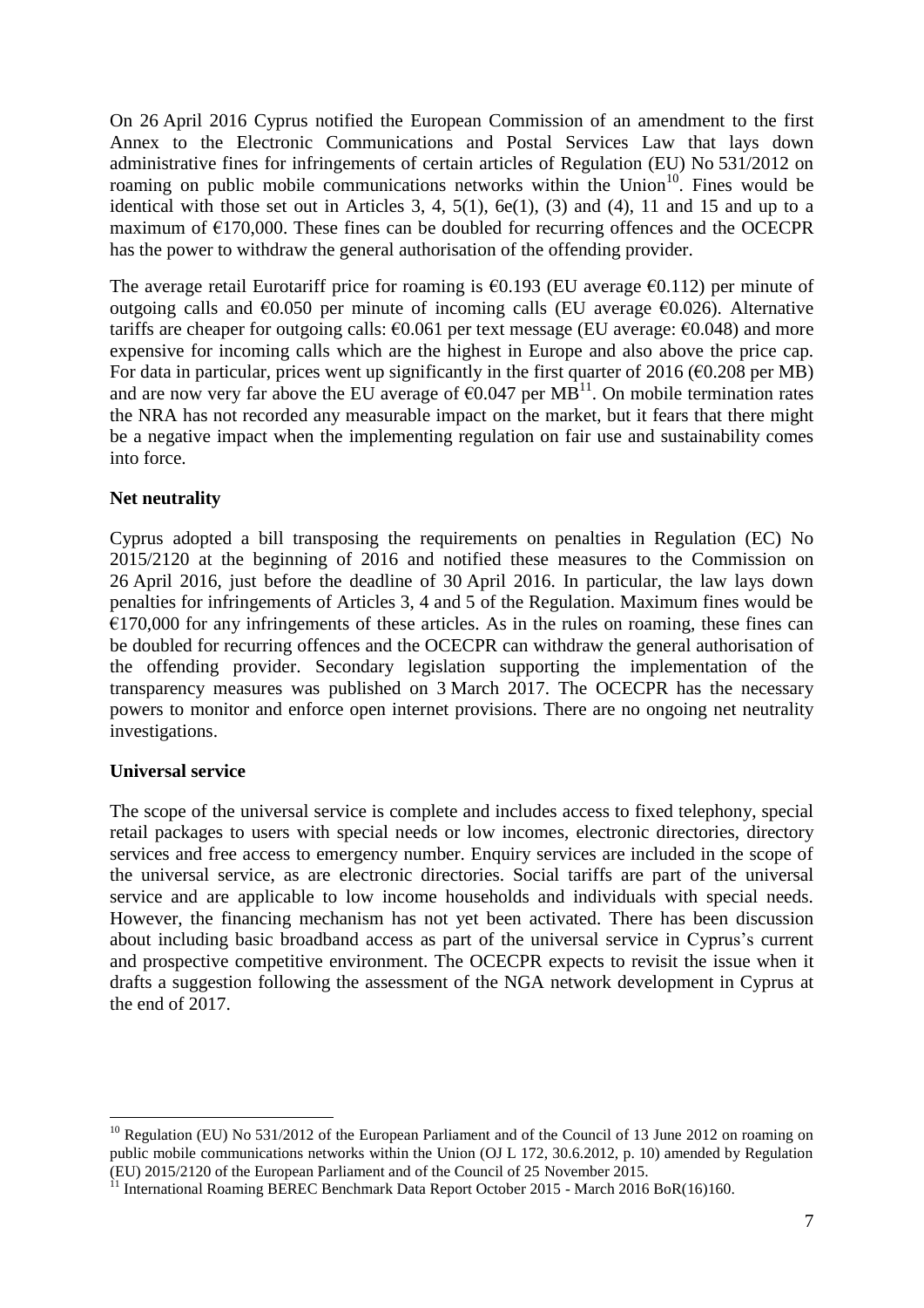On 26 April 2016 Cyprus notified the European Commission of an amendment to the first Annex to the Electronic Communications and Postal Services Law that lays down administrative fines for infringements of certain articles of Regulation (EU) No 531/2012 on roaming on public mobile communications networks within the Union[10]. Fines would be identical with those set out in Articles 3, 4, 5(1), 6e(1), (3) and (4), 11 and 15 and up to a maximum of €170,000. These fines can be doubled for recurring offences and the OCECPR has the power to withdraw the general authorisation of the offending provider.

The average retail Eurotariff price for roaming is €0.193 (EU average €0.112) per minute of outgoing calls and €0.050 per minute of incoming calls (EU average €0.026). Alternative tariffs are cheaper for outgoing calls: €0.061 per text message (EU average: €0.048) and more expensive for incoming calls which are the highest in Europe and also above the price cap. For data in particular, prices went up significantly in the first quarter of 2016 (€0.208 per MB) and are now very far above the EU average of €0.047 per MB[11]. On mobile termination rates the NRA has not recorded any measurable impact on the market, but it fears that there might be a negative impact when the implementing regulation on fair use and sustainability comes into force.

**Net neutrality**

Cyprus adopted a bill transposing the requirements on penalties in Regulation (EC) No 2015/2120 at the beginning of 2016 and notified these measures to the Commission on 26 April 2016, just before the deadline of 30 April 2016. In particular, the law lays down penalties for infringements of Articles 3, 4 and 5 of the Regulation. Maximum fines would be €170,000 for any infringements of these articles. As in the rules on roaming, these fines can be doubled for recurring offences and the OCECPR can withdraw the general authorisation of the offending provider. Secondary legislation supporting the implementation of the transparency measures was published on 3 March 2017. The OCECPR has the necessary powers to monitor and enforce open internet provisions. There are no ongoing net neutrality investigations.

**Universal service**

The scope of the universal service is complete and includes access to fixed telephony, special retail packages to users with special needs or low incomes, electronic directories, directory services and free access to emergency number. Enquiry services are included in the scope of the universal service, as are electronic directories. Social tariffs are part of the universal service and are applicable to low income households and individuals with special needs. However, the financing mechanism has not yet been activated. There has been discussion about including basic broadband access as part of the universal service in Cyprus's current and prospective competitive environment. The OCECPR expects to revisit the issue when it drafts a suggestion following the assessment of the NGA network development in Cyprus at the end of 2017.

---

[10] Regulation (EU) No 531/2012 of the European Parliament and of the Council of 13 June 2012 on roaming on public mobile communications networks within the Union (OJ L 172, 30.6.2012, p. 10) amended by Regulation (EU) 2015/2120 of the European Parliament and of the Council of 25 November 2015.

[11] International Roaming BEREC Benchmark Data Report October 2015 - March 2016 BoR(16)160.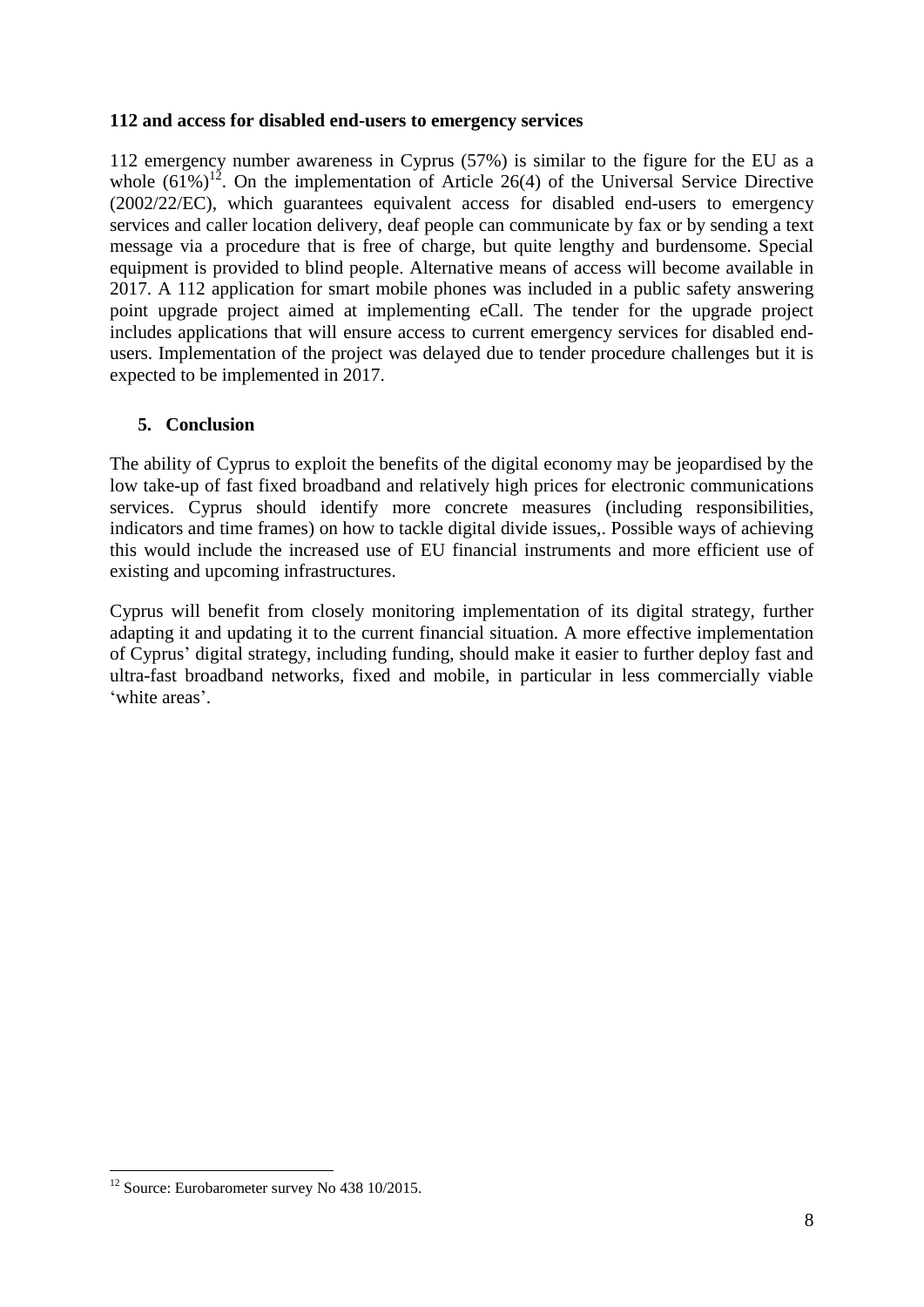**112 and access for disabled end-users to emergency services**

112 emergency number awareness in Cyprus (57%) is similar to the figure for the EU as a whole (61%)[12]. On the implementation of Article 26(4) of the Universal Service Directive (2002/22/EC), which guarantees equivalent access for disabled end-users to emergency services and caller location delivery, deaf people can communicate by fax or by sending a text message via a procedure that is free of charge, but quite lengthy and burdensome. Special equipment is provided to blind people. Alternative means of access will become available in 2017. A 112 application for smart mobile phones was included in a public safety answering point upgrade project aimed at implementing eCall. The tender for the upgrade project includes applications that will ensure access to current emergency services for disabled end-users. Implementation of the project was delayed due to tender procedure challenges but it is expected to be implemented in 2017.

## 5. Conclusion

The ability of Cyprus to exploit the benefits of the digital economy may be jeopardised by the low take-up of fast fixed broadband and relatively high prices for electronic communications services. Cyprus should identify more concrete measures (including responsibilities, indicators and time frames) on how to tackle digital divide issues,. Possible ways of achieving this would include the increased use of EU financial instruments and more efficient use of existing and upcoming infrastructures.

Cyprus will benefit from closely monitoring implementation of its digital strategy, further adapting it and updating it to the current financial situation. A more effective implementation of Cyprus' digital strategy, including funding, should make it easier to further deploy fast and ultra-fast broadband networks, fixed and mobile, in particular in less commercially viable 'white areas'.

---

[12] Source: Eurobarometer survey No 438 10/2015.